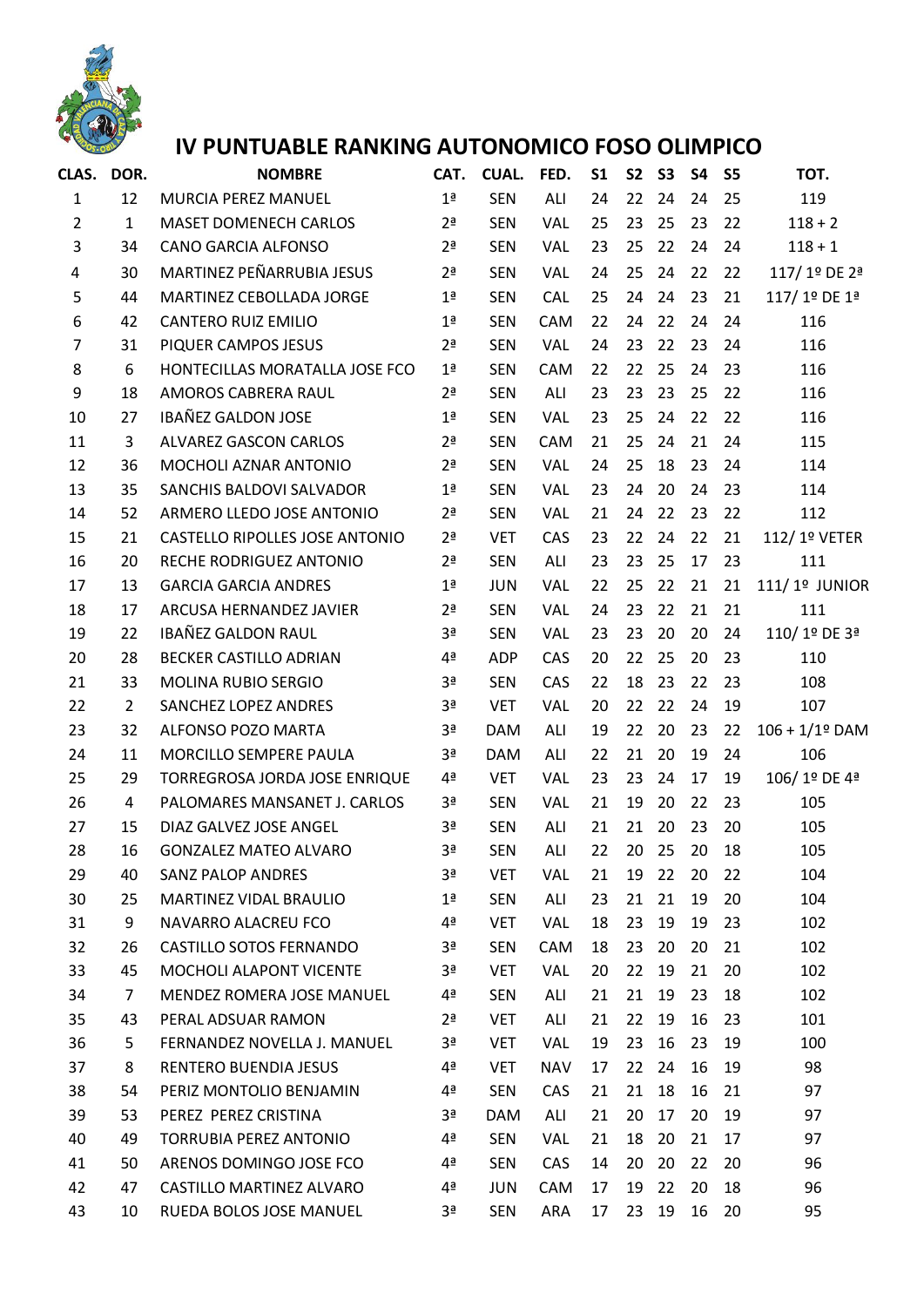# IV PUNTUABLE RANKING AUTONOMICO FOSO OLIMPICO

| CLAS. | DOR. | NOMBRE | CAT. | CUAL. | FED. | S1 | S2 | S3 | S4 | S5 | TOT. |
|---|---|---|---|---|---|---|---|---|---|---|---|
| 1 | 12 | MURCIA PEREZ MANUEL | 1ª | SEN | ALI | 24 | 22 | 24 | 24 | 25 | 119 |
| 2 | 1 | MASET DOMENECH CARLOS | 2ª | SEN | VAL | 25 | 23 | 25 | 23 | 22 | 118 + 2 |
| 3 | 34 | CANO GARCIA ALFONSO | 2ª | SEN | VAL | 23 | 25 | 22 | 24 | 24 | 118 + 1 |
| 4 | 30 | MARTINEZ PEÑARRUBIA JESUS | 2ª | SEN | VAL | 24 | 25 | 24 | 22 | 22 | 117/ 1º DE 2ª |
| 5 | 44 | MARTINEZ CEBOLLADA JORGE | 1ª | SEN | CAL | 25 | 24 | 24 | 23 | 21 | 117/ 1º DE 1ª |
| 6 | 42 | CANTERO RUIZ EMILIO | 1ª | SEN | CAM | 22 | 24 | 22 | 24 | 24 | 116 |
| 7 | 31 | PIQUER CAMPOS JESUS | 2ª | SEN | VAL | 24 | 23 | 22 | 23 | 24 | 116 |
| 8 | 6 | HONTECILLAS MORATALLA JOSE FCO | 1ª | SEN | CAM | 22 | 22 | 25 | 24 | 23 | 116 |
| 9 | 18 | AMOROS CABRERA RAUL | 2ª | SEN | ALI | 23 | 23 | 23 | 25 | 22 | 116 |
| 10 | 27 | IBAÑEZ GALDON JOSE | 1ª | SEN | VAL | 23 | 25 | 24 | 22 | 22 | 116 |
| 11 | 3 | ALVAREZ GASCON CARLOS | 2ª | SEN | CAM | 21 | 25 | 24 | 21 | 24 | 115 |
| 12 | 36 | MOCHOLI AZNAR ANTONIO | 2ª | SEN | VAL | 24 | 25 | 18 | 23 | 24 | 114 |
| 13 | 35 | SANCHIS BALDOVI SALVADOR | 1ª | SEN | VAL | 23 | 24 | 20 | 24 | 23 | 114 |
| 14 | 52 | ARMERO LLEDO JOSE ANTONIO | 2ª | SEN | VAL | 21 | 24 | 22 | 23 | 22 | 112 |
| 15 | 21 | CASTELLO RIPOLLES JOSE ANTONIO | 2ª | VET | CAS | 23 | 22 | 24 | 22 | 21 | 112/ 1º VETER |
| 16 | 20 | RECHE RODRIGUEZ ANTONIO | 2ª | SEN | ALI | 23 | 23 | 25 | 17 | 23 | 111 |
| 17 | 13 | GARCIA GARCIA ANDRES | 1ª | JUN | VAL | 22 | 25 | 22 | 21 | 21 | 111/ 1º JUNIOR |
| 18 | 17 | ARCUSA HERNANDEZ JAVIER | 2ª | SEN | VAL | 24 | 23 | 22 | 21 | 21 | 111 |
| 19 | 22 | IBAÑEZ GALDON RAUL | 3ª | SEN | VAL | 23 | 23 | 20 | 20 | 24 | 110/ 1º DE 3ª |
| 20 | 28 | BECKER CASTILLO ADRIAN | 4ª | ADP | CAS | 20 | 22 | 25 | 20 | 23 | 110 |
| 21 | 33 | MOLINA RUBIO SERGIO | 3ª | SEN | CAS | 22 | 18 | 23 | 22 | 23 | 108 |
| 22 | 2 | SANCHEZ LOPEZ ANDRES | 3ª | VET | VAL | 20 | 22 | 22 | 24 | 19 | 107 |
| 23 | 32 | ALFONSO POZO MARTA | 3ª | DAM | ALI | 19 | 22 | 20 | 23 | 22 | 106 + 1/1º DAM |
| 24 | 11 | MORCILLO SEMPERE PAULA | 3ª | DAM | ALI | 22 | 21 | 20 | 19 | 24 | 106 |
| 25 | 29 | TORREGROSA JORDA JOSE ENRIQUE | 4ª | VET | VAL | 23 | 23 | 24 | 17 | 19 | 106/ 1º DE 4ª |
| 26 | 4 | PALOMARES MANSANET J. CARLOS | 3ª | SEN | VAL | 21 | 19 | 20 | 22 | 23 | 105 |
| 27 | 15 | DIAZ GALVEZ JOSE ANGEL | 3ª | SEN | ALI | 21 | 21 | 20 | 23 | 20 | 105 |
| 28 | 16 | GONZALEZ MATEO ALVARO | 3ª | SEN | ALI | 22 | 20 | 25 | 20 | 18 | 105 |
| 29 | 40 | SANZ PALOP ANDRES | 3ª | VET | VAL | 21 | 19 | 22 | 20 | 22 | 104 |
| 30 | 25 | MARTINEZ VIDAL BRAULIO | 1ª | SEN | ALI | 23 | 21 | 21 | 19 | 20 | 104 |
| 31 | 9 | NAVARRO ALACREU FCO | 4ª | VET | VAL | 18 | 23 | 19 | 19 | 23 | 102 |
| 32 | 26 | CASTILLO SOTOS FERNANDO | 3ª | SEN | CAM | 18 | 23 | 20 | 20 | 21 | 102 |
| 33 | 45 | MOCHOLI ALAPONT VICENTE | 3ª | VET | VAL | 20 | 22 | 19 | 21 | 20 | 102 |
| 34 | 7 | MENDEZ ROMERA JOSE MANUEL | 4ª | SEN | ALI | 21 | 21 | 19 | 23 | 18 | 102 |
| 35 | 43 | PERAL ADSUAR RAMON | 2ª | VET | ALI | 21 | 22 | 19 | 16 | 23 | 101 |
| 36 | 5 | FERNANDEZ NOVELLA J. MANUEL | 3ª | VET | VAL | 19 | 23 | 16 | 23 | 19 | 100 |
| 37 | 8 | RENTERO BUENDIA JESUS | 4ª | VET | NAV | 17 | 22 | 24 | 16 | 19 | 98 |
| 38 | 54 | PERIZ MONTOLIO BENJAMIN | 4ª | SEN | CAS | 21 | 21 | 18 | 16 | 21 | 97 |
| 39 | 53 | PEREZ PEREZ CRISTINA | 3ª | DAM | ALI | 21 | 20 | 17 | 20 | 19 | 97 |
| 40 | 49 | TORRUBIA PEREZ ANTONIO | 4ª | SEN | VAL | 21 | 18 | 20 | 21 | 17 | 97 |
| 41 | 50 | ARENOS DOMINGO JOSE FCO | 4ª | SEN | CAS | 14 | 20 | 20 | 22 | 20 | 96 |
| 42 | 47 | CASTILLO MARTINEZ ALVARO | 4ª | JUN | CAM | 17 | 19 | 22 | 20 | 18 | 96 |
| 43 | 10 | RUEDA BOLOS JOSE MANUEL | 3ª | SEN | ARA | 17 | 23 | 19 | 16 | 20 | 95 |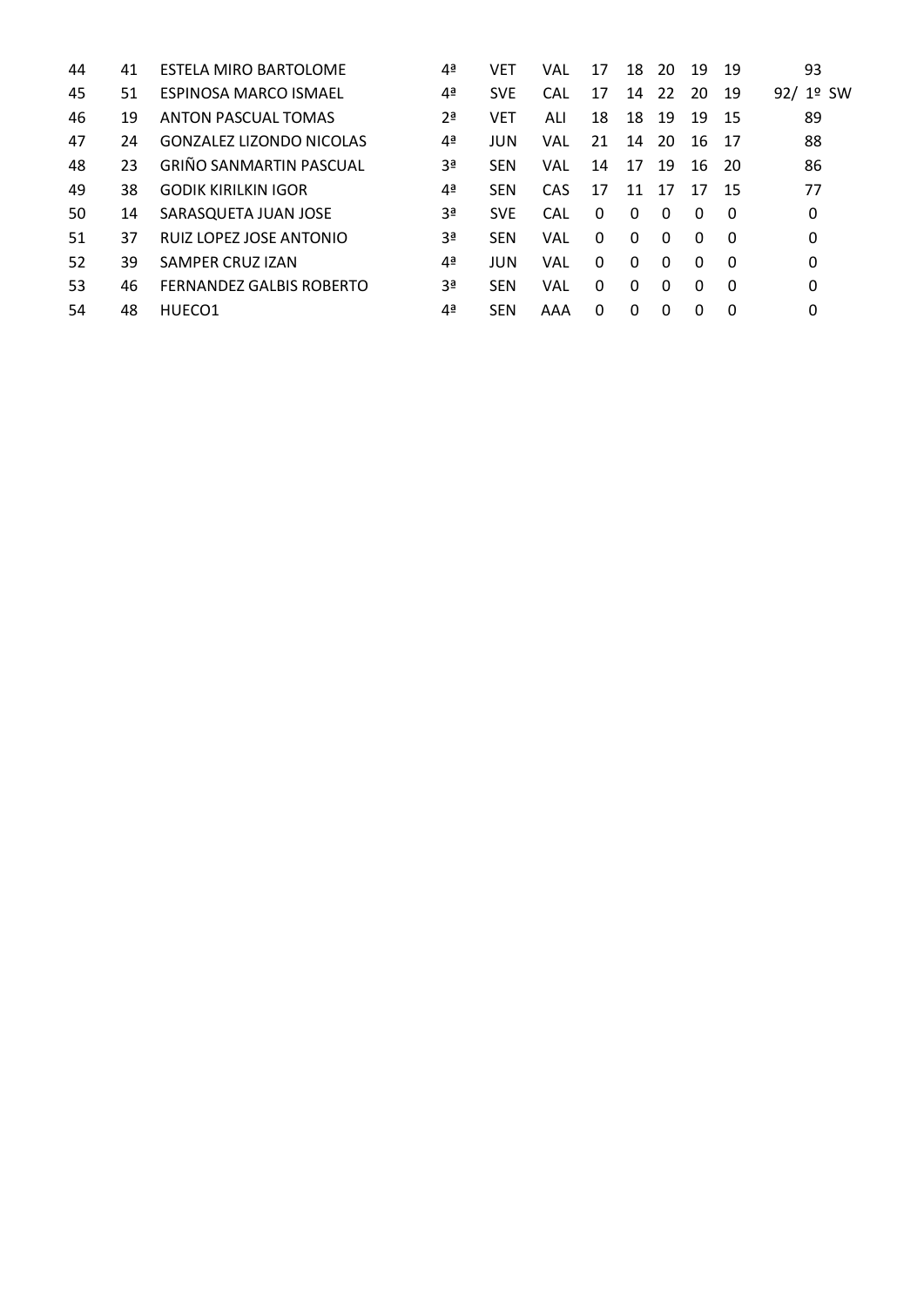| | | | | | | | | | | | |
|---|---|---|---|---|---|---|---|---|---|---|---|
| 44 | 41 | ESTELA MIRO BARTOLOME | 4ª | VET | VAL | 17 | 18 | 20 | 19 | 19 | 93 |
| 45 | 51 | ESPINOSA MARCO ISMAEL | 4ª | SVE | CAL | 17 | 14 | 22 | 20 | 19 | 92/ 1º SW |
| 46 | 19 | ANTON PASCUAL TOMAS | 2ª | VET | ALI | 18 | 18 | 19 | 19 | 15 | 89 |
| 47 | 24 | GONZALEZ LIZONDO NICOLAS | 4ª | JUN | VAL | 21 | 14 | 20 | 16 | 17 | 88 |
| 48 | 23 | GRIÑO SANMARTIN PASCUAL | 3ª | SEN | VAL | 14 | 17 | 19 | 16 | 20 | 86 |
| 49 | 38 | GODIK KIRILKIN IGOR | 4ª | SEN | CAS | 17 | 11 | 17 | 17 | 15 | 77 |
| 50 | 14 | SARASQUETA JUAN JOSE | 3ª | SVE | CAL | 0 | 0 | 0 | 0 | 0 | 0 |
| 51 | 37 | RUIZ LOPEZ JOSE ANTONIO | 3ª | SEN | VAL | 0 | 0 | 0 | 0 | 0 | 0 |
| 52 | 39 | SAMPER CRUZ IZAN | 4ª | JUN | VAL | 0 | 0 | 0 | 0 | 0 | 0 |
| 53 | 46 | FERNANDEZ GALBIS ROBERTO | 3ª | SEN | VAL | 0 | 0 | 0 | 0 | 0 | 0 |
| 54 | 48 | HUECO1 | 4ª | SEN | AAA | 0 | 0 | 0 | 0 | 0 | 0 |